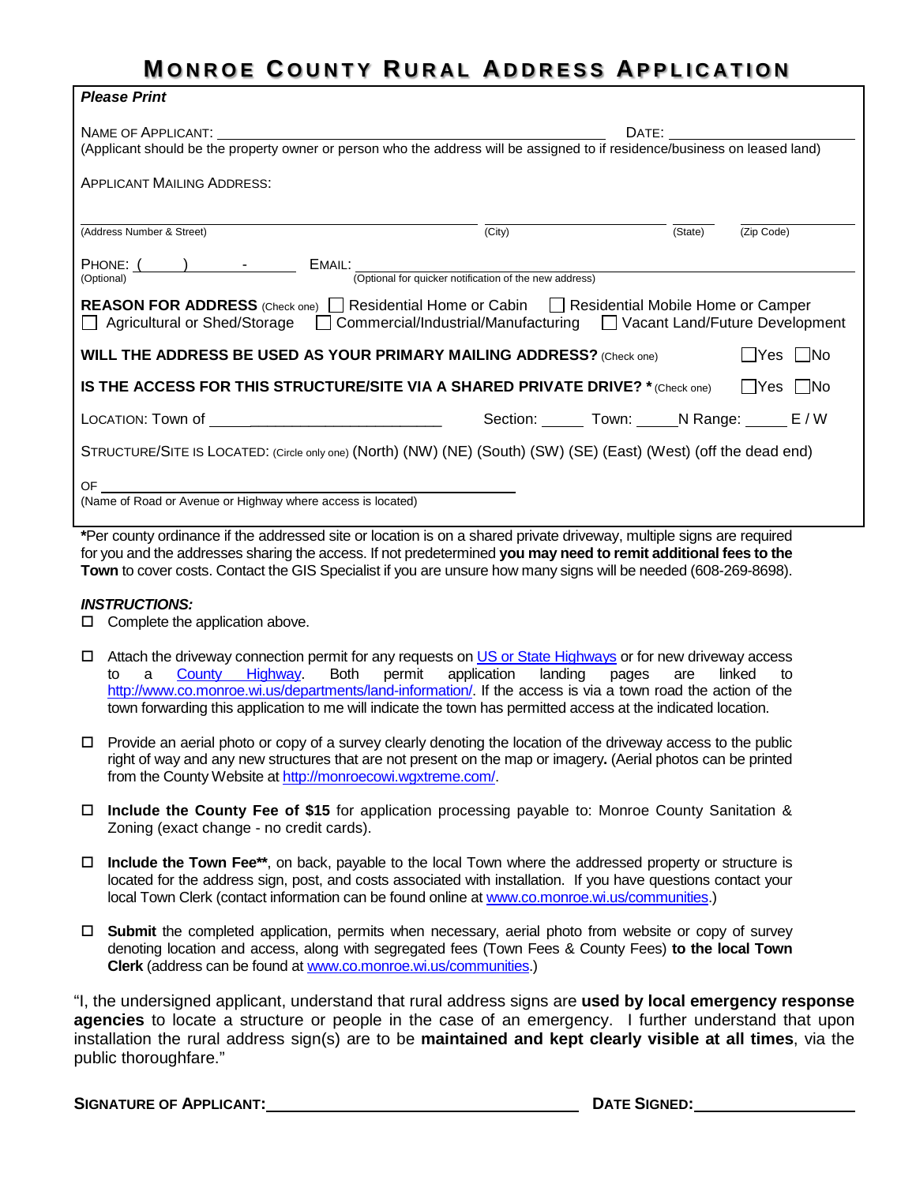# Monroe County Rural Address Application

***Please Print***

Name of Applicant: ______________________________ Date: ______________

(Applicant should be the property owner or person who the address will be assigned to if residence/business on leased land)

Applicant Mailing Address:

______________________________ ______________ ________ ____________
(Address Number & Street) (City) (State) (Zip Code)

Phone: ( ) - (Optional) Email: ______________________________ (Optional for quicker notification of the new address)

**REASON FOR ADDRESS** (Check one) ☐ Residential Home or Cabin ☐ Residential Mobile Home or Camper ☐ Agricultural or Shed/Storage ☐ Commercial/Industrial/Manufacturing ☐ Vacant Land/Future Development

**WILL THE ADDRESS BE USED AS YOUR PRIMARY MAILING ADDRESS?** (Check one) ☐Yes ☐No

**IS THE ACCESS FOR THIS STRUCTURE/SITE VIA A SHARED PRIVATE DRIVE? *** (Check one) ☐Yes ☐No

Location: Town of ______________________ Section: _____ Town: _____N Range: _____ E / W

Structure/Site is Located: (Circle only one) (North) (NW) (NE) (South) (SW) (SE) (East) (West) (off the dead end)

OF ______________________________
(Name of Road or Avenue or Highway where access is located)

**\***Per county ordinance if the addressed site or location is on a shared private driveway, multiple signs are required for you and the addresses sharing the access. If not predetermined **you may need to remit additional fees to the Town** to cover costs. Contact the GIS Specialist if you are unsure how many signs will be needed (608-269-8698).

***INSTRUCTIONS:***

- ☐ Complete the application above.
- ☐ Attach the driveway connection permit for any requests on US or State Highways or for new driveway access to a County Highway. Both permit application landing pages are linked to http://www.co.monroe.wi.us/departments/land-information/. If the access is via a town road the action of the town forwarding this application to me will indicate the town has permitted access at the indicated location.
- ☐ Provide an aerial photo or copy of a survey clearly denoting the location of the driveway access to the public right of way and any new structures that are not present on the map or imagery**.** (Aerial photos can be printed from the County Website at http://monroecowi.wgxtreme.com/.
- ☐ **Include the County Fee of $15** for application processing payable to: Monroe County Sanitation & Zoning (exact change - no credit cards).
- ☐ **Include the Town Fee\*\***, on back, payable to the local Town where the addressed property or structure is located for the address sign, post, and costs associated with installation. If you have questions contact your local Town Clerk (contact information can be found online at www.co.monroe.wi.us/communities.)
- ☐ **Submit** the completed application, permits when necessary, aerial photo from website or copy of survey denoting location and access, along with segregated fees (Town Fees & County Fees) **to the local Town Clerk** (address can be found at www.co.monroe.wi.us/communities.)

"I, the undersigned applicant, understand that rural address signs are **used by local emergency response agencies** to locate a structure or people in the case of an emergency. I further understand that upon installation the rural address sign(s) are to be **maintained and kept clearly visible at all times**, via the public thoroughfare."

**Signature of Applicant:** ______________________________ **Date Signed:** ______________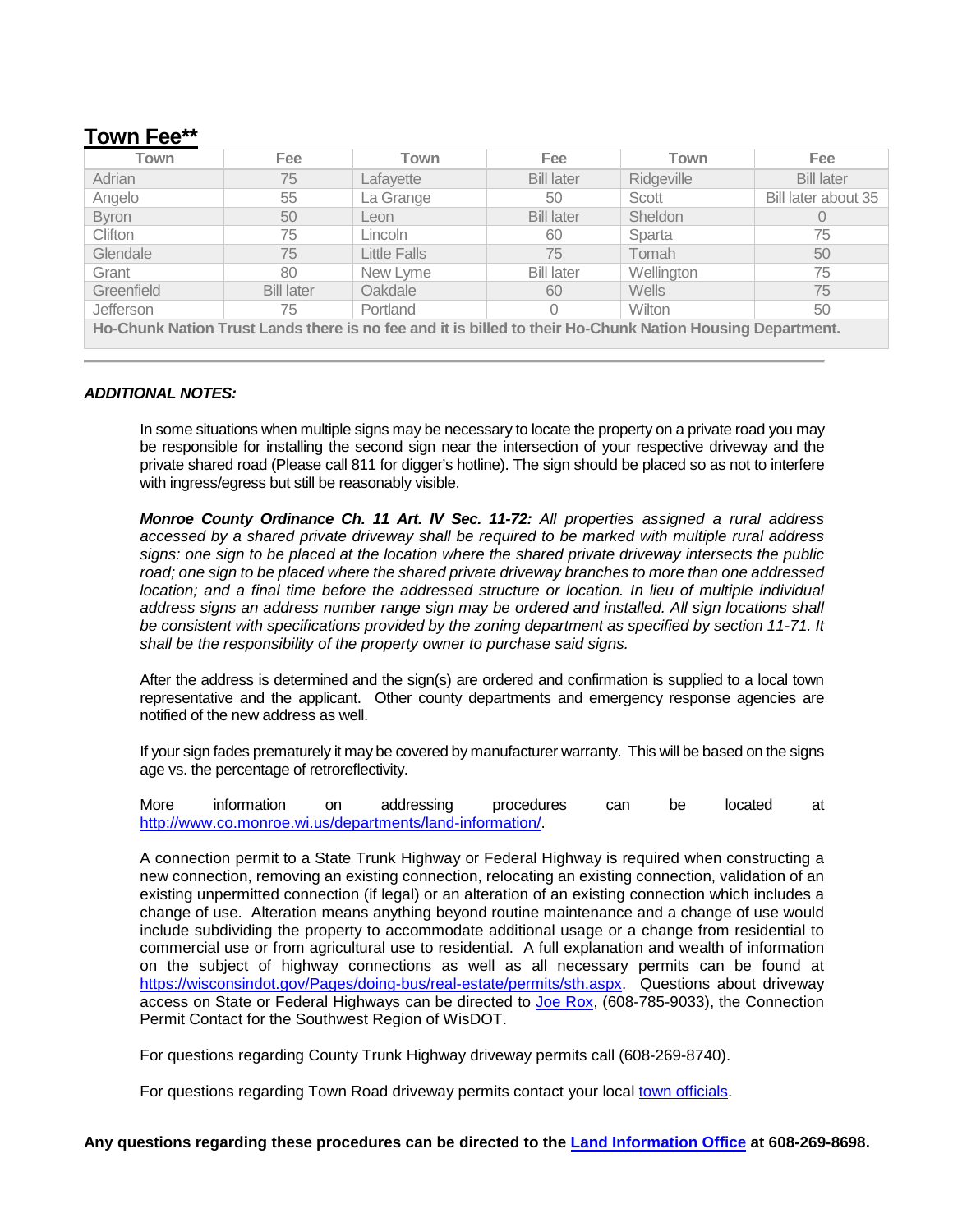## Town Fee**

| Town | Fee | Town | Fee | Town | Fee |
|---|---|---|---|---|---|
| Adrian | 75 | Lafayette | Bill later | Ridgeville | Bill later |
| Angelo | 55 | La Grange | 50 | Scott | Bill later about 35 |
| Byron | 50 | Leon | Bill later | Sheldon | 0 |
| Clifton | 75 | Lincoln | 60 | Sparta | 75 |
| Glendale | 75 | Little Falls | 75 | Tomah | 50 |
| Grant | 80 | New Lyme | Bill later | Wellington | 75 |
| Greenfield | Bill later | Oakdale | 60 | Wells | 75 |
| Jefferson | 75 | Portland | 0 | Wilton | 50 |
| **Ho-Chunk Nation Trust Lands there is no fee and it is billed to their Ho-Chunk Nation Housing Department.** | | | | | |

***ADDITIONAL NOTES:***

In some situations when multiple signs may be necessary to locate the property on a private road you may be responsible for installing the second sign near the intersection of your respective driveway and the private shared road (Please call 811 for digger's hotline). The sign should be placed so as not to interfere with ingress/egress but still be reasonably visible.

***Monroe County Ordinance Ch. 11 Art. IV Sec. 11-72:*** *All properties assigned a rural address accessed by a shared private driveway shall be required to be marked with multiple rural address signs: one sign to be placed at the location where the shared private driveway intersects the public road; one sign to be placed where the shared private driveway branches to more than one addressed location; and a final time before the addressed structure or location. In lieu of multiple individual address signs an address number range sign may be ordered and installed. All sign locations shall be consistent with specifications provided by the zoning department as specified by section 11-71. It shall be the responsibility of the property owner to purchase said signs.*

After the address is determined and the sign(s) are ordered and confirmation is supplied to a local town representative and the applicant. Other county departments and emergency response agencies are notified of the new address as well.

If your sign fades prematurely it may be covered by manufacturer warranty. This will be based on the signs age vs. the percentage of retroreflectivity.

More information on addressing procedures can be located at http://www.co.monroe.wi.us/departments/land-information/.

A connection permit to a State Trunk Highway or Federal Highway is required when constructing a new connection, removing an existing connection, relocating an existing connection, validation of an existing unpermitted connection (if legal) or an alteration of an existing connection which includes a change of use. Alteration means anything beyond routine maintenance and a change of use would include subdividing the property to accommodate additional usage or a change from residential to commercial use or from agricultural use to residential. A full explanation and wealth of information on the subject of highway connections as well as all necessary permits can be found at https://wisconsindot.gov/Pages/doing-bus/real-estate/permits/sth.aspx. Questions about driveway access on State or Federal Highways can be directed to Joe Rox, (608-785-9033), the Connection Permit Contact for the Southwest Region of WisDOT.

For questions regarding County Trunk Highway driveway permits call (608-269-8740).

For questions regarding Town Road driveway permits contact your local town officials.

**Any questions regarding these procedures can be directed to the Land Information Office at 608-269-8698.**